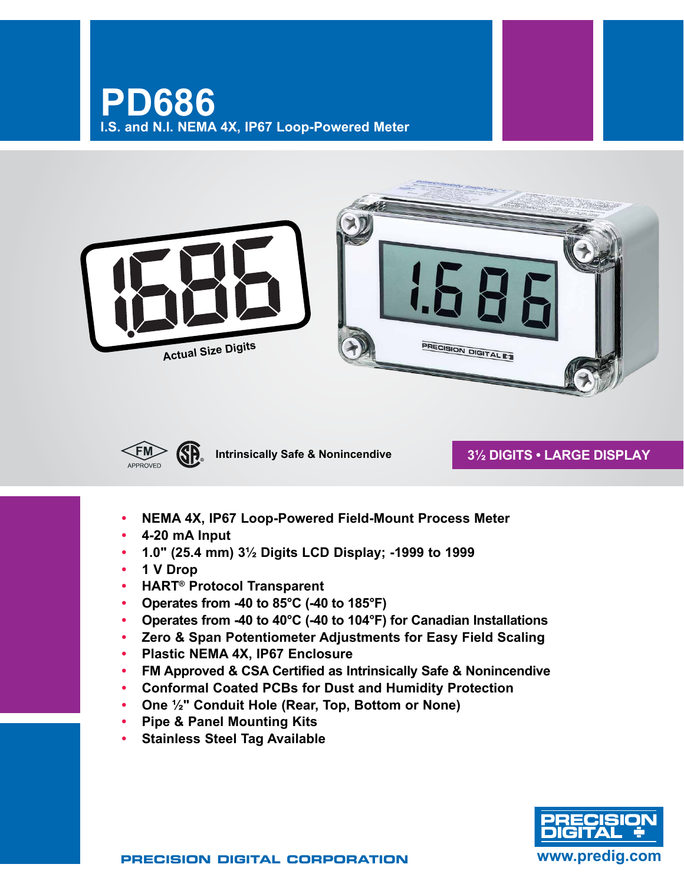# PD686

## I.S. and N.I. NEMA 4X, IP67 Loop-Powered Meter

Actual Size Digits

FM APPROVED

Intrinsically Safe & Nonincendive

**3½ DIGITS • LARGE DISPLAY**

- **NEMA 4X, IP67 Loop-Powered Field-Mount Process Meter**
- **4-20 mA Input**
- **1.0" (25.4 mm) 3½ Digits LCD Display; -1999 to 1999**
- **1 V Drop**
- **HART® Protocol Transparent**
- **Operates from -40 to 85°C (-40 to 185°F)**
- **Operates from -40 to 40°C (-40 to 104°F) for Canadian Installations**
- **Zero & Span Potentiometer Adjustments for Easy Field Scaling**
- **Plastic NEMA 4X, IP67 Enclosure**
- **FM Approved & CSA Certified as Intrinsically Safe & Nonincendive**
- **Conformal Coated PCBs for Dust and Humidity Protection**
- **One ½" Conduit Hole (Rear, Top, Bottom or None)**
- **Pipe & Panel Mounting Kits**
- **Stainless Steel Tag Available**

PRECISION DIGITAL CORPORATION

www.predig.com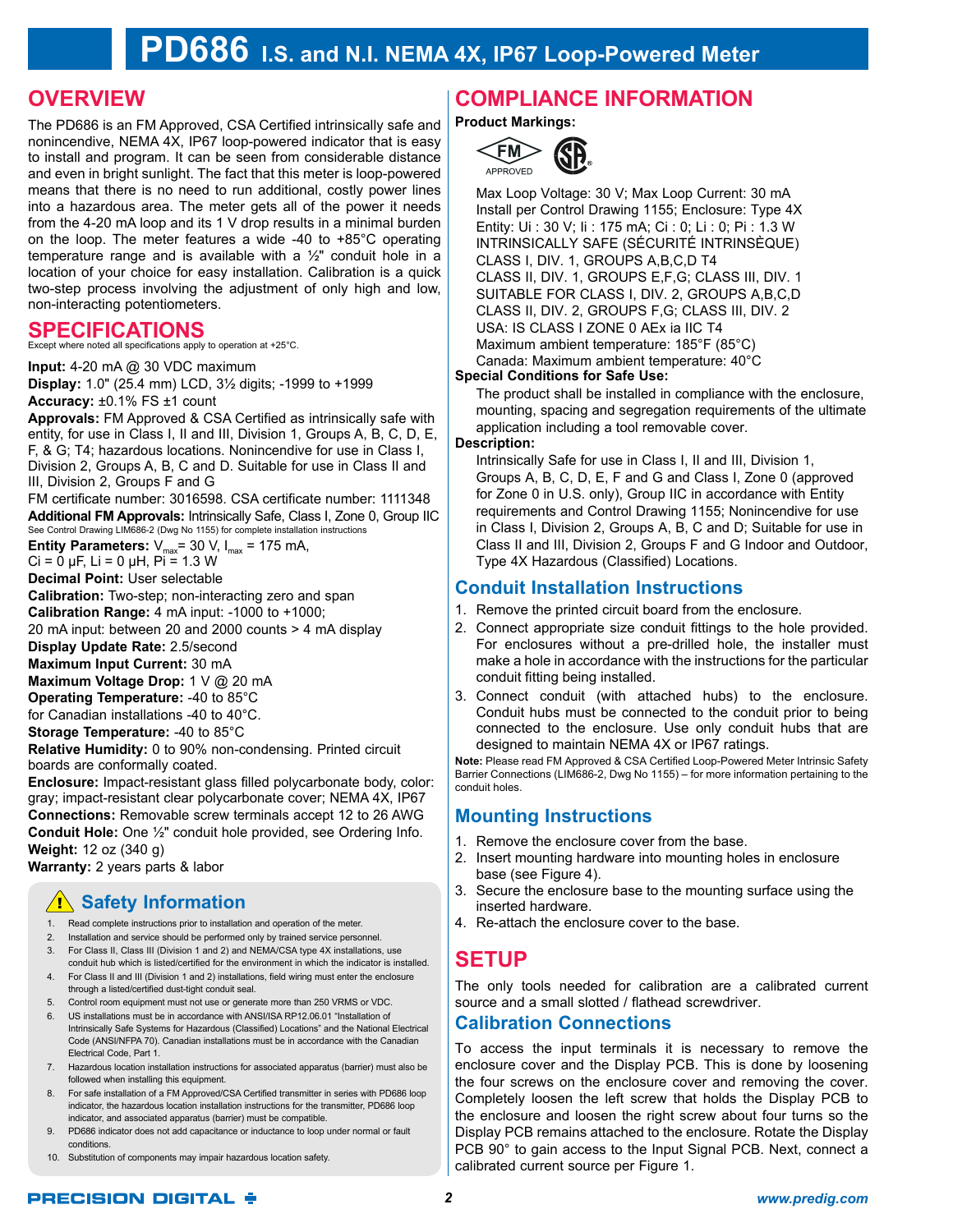# PD686 I.S. and N.I. NEMA 4X, IP67 Loop-Powered Meter

## OVERVIEW

The PD686 is an FM Approved, CSA Certified intrinsically safe and nonincendive, NEMA 4X, IP67 loop-powered indicator that is easy to install and program. It can be seen from considerable distance and even in bright sunlight. The fact that this meter is loop-powered means that there is no need to run additional, costly power lines into a hazardous area. The meter gets all of the power it needs from the 4-20 mA loop and its 1 V drop results in a minimal burden on the loop. The meter features a wide -40 to +85°C operating temperature range and is available with a ½" conduit hole in a location of your choice for easy installation. Calibration is a quick two-step process involving the adjustment of only high and low, non-interacting potentiometers.

## SPECIFICATIONS

Except where noted all specifications apply to operation at +25°C.

**Input:** 4-20 mA @ 30 VDC maximum
**Display:** 1.0" (25.4 mm) LCD, 3½ digits; -1999 to +1999
**Accuracy:** ±0.1% FS ±1 count
**Approvals:** FM Approved & CSA Certified as intrinsically safe with entity, for use in Class I, II and III, Division 1, Groups A, B, C, D, E, F, & G; T4; hazardous locations. Nonincendive for use in Class I, Division 2, Groups A, B, C and D. Suitable for use in Class II and III, Division 2, Groups F and G
FM certificate number: 3016598. CSA certificate number: 1111348
**Additional FM Approvals:** Intrinsically Safe, Class I, Zone 0, Group IIC
See Control Drawing LIM686-2 (Dwg No 1155) for complete installation instructions
**Entity Parameters:** $V_{max}$= 30 V, $I_{max}$ = 175 mA, Ci = 0 μF, Li = 0 μH, Pi = 1.3 W
**Decimal Point:** User selectable
**Calibration:** Two-step; non-interacting zero and span
**Calibration Range:** 4 mA input: -1000 to +1000; 20 mA input: between 20 and 2000 counts > 4 mA display
**Display Update Rate:** 2.5/second
**Maximum Input Current:** 30 mA
**Maximum Voltage Drop:** 1 V @ 20 mA
**Operating Temperature:** -40 to 85°C for Canadian installations -40 to 40°C.
**Storage Temperature:** -40 to 85°C
**Relative Humidity:** 0 to 90% non-condensing. Printed circuit boards are conformally coated.
**Enclosure:** Impact-resistant glass filled polycarbonate body, color: gray; impact-resistant clear polycarbonate cover; NEMA 4X, IP67
**Connections:** Removable screw terminals accept 12 to 26 AWG
**Conduit Hole:** One ½" conduit hole provided, see Ordering Info.
**Weight:** 12 oz (340 g)
**Warranty:** 2 years parts & labor

### Safety Information

1. Read complete instructions prior to installation and operation of the meter.
2. Installation and service should be performed only by trained service personnel.
3. For Class II, Class III (Division 1 and 2) and NEMA/CSA type 4X installations, use conduit hub which is listed/certified for the environment in which the indicator is installed.
4. For Class II and III (Division 1 and 2) installations, field wiring must enter the enclosure through a listed/certified dust-tight conduit seal.
5. Control room equipment must not use or generate more than 250 VRMS or VDC.
6. US installations must be in accordance with ANSI/ISA RP12.06.01 "Installation of Intrinsically Safe Systems for Hazardous (Classified) Locations" and the National Electrical Code (ANSI/NFPA 70). Canadian installations must be in accordance with the Canadian Electrical Code, Part 1.
7. Hazardous location installation instructions for associated apparatus (barrier) must also be followed when installing this equipment.
8. For safe installation of a FM Approved/CSA Certified transmitter in series with PD686 loop indicator, the hazardous location installation instructions for the transmitter, PD686 loop indicator, and associated apparatus (barrier) must be compatible.
9. PD686 indicator does not add capacitance or inductance to loop under normal or fault conditions.
10. Substitution of components may impair hazardous location safety.

## COMPLIANCE INFORMATION

**Product Markings:**

FM APPROVED

Max Loop Voltage: 30 V; Max Loop Current: 30 mA
Install per Control Drawing 1155; Enclosure: Type 4X
Entity: Ui : 30 V; Ii : 175 mA; Ci : 0; Li : 0; Pi : 1.3 W
INTRINSICALLY SAFE (SÉCURITÉ INTRINSÈQUE)
CLASS I, DIV. 1, GROUPS A,B,C,D T4
CLASS II, DIV. 1, GROUPS E,F,G; CLASS III, DIV. 1
SUITABLE FOR CLASS I, DIV. 2, GROUPS A,B,C,D
CLASS II, DIV. 2, GROUPS F,G; CLASS III, DIV. 2
USA: IS CLASS I ZONE 0 AEx ia IIC T4
Maximum ambient temperature: 185°F (85°C)
Canada: Maximum ambient temperature: 40°C

**Special Conditions for Safe Use:**

The product shall be installed in compliance with the enclosure, mounting, spacing and segregation requirements of the ultimate application including a tool removable cover.

**Description:**

Intrinsically Safe for use in Class I, II and III, Division 1, Groups A, B, C, D, E, F and G and Class I, Zone 0 (approved for Zone 0 in U.S. only), Group IIC in accordance with Entity requirements and Control Drawing 1155; Nonincendive for use in Class I, Division 2, Groups A, B, C and D; Suitable for use in Class II and III, Division 2, Groups F and G Indoor and Outdoor, Type 4X Hazardous (Classified) Locations.

### Conduit Installation Instructions

1. Remove the printed circuit board from the enclosure.
2. Connect appropriate size conduit fittings to the hole provided. For enclosures without a pre-drilled hole, the installer must make a hole in accordance with the instructions for the particular conduit fitting being installed.
3. Connect conduit (with attached hubs) to the enclosure. Conduit hubs must be connected to the conduit prior to being connected to the enclosure. Use only conduit hubs that are designed to maintain NEMA 4X or IP67 ratings.

**Note:** Please read FM Approved & CSA Certified Loop-Powered Meter Intrinsic Safety Barrier Connections (LIM686-2, Dwg No 1155) – for more information pertaining to the conduit holes.

### Mounting Instructions

1. Remove the enclosure cover from the base.
2. Insert mounting hardware into mounting holes in enclosure base (see Figure 4).
3. Secure the enclosure base to the mounting surface using the inserted hardware.
4. Re-attach the enclosure cover to the base.

## SETUP

The only tools needed for calibration are a calibrated current source and a small slotted / flathead screwdriver.

### Calibration Connections

To access the input terminals it is necessary to remove the enclosure cover and the Display PCB. This is done by loosening the four screws on the enclosure cover and removing the cover. Completely loosen the left screw that holds the Display PCB to the enclosure and loosen the right screw about four turns so the Display PCB remains attached to the enclosure. Rotate the Display PCB 90° to gain access to the Input Signal PCB. Next, connect a calibrated current source per Figure 1.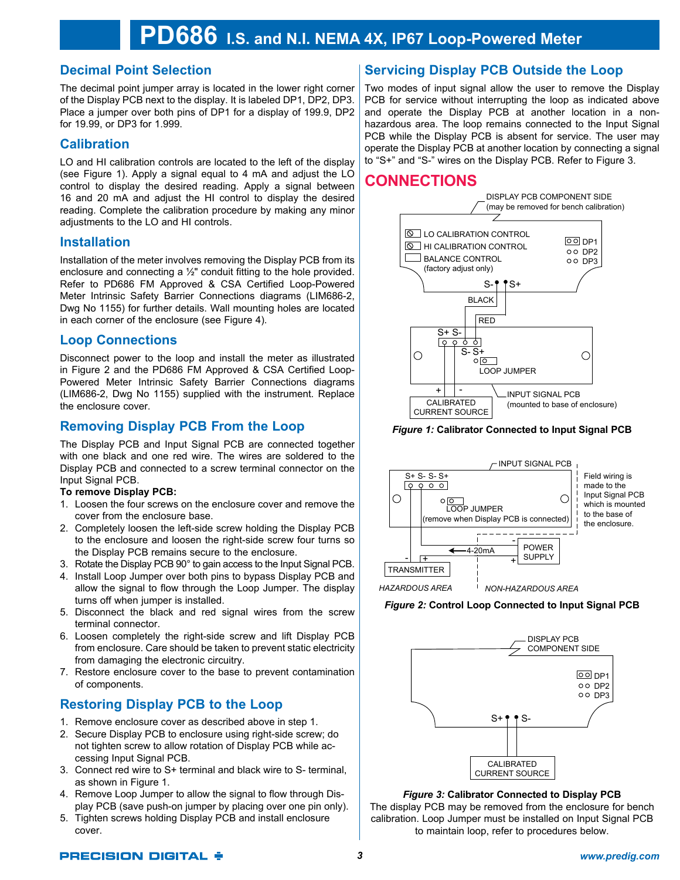## Decimal Point Selection

The decimal point jumper array is located in the lower right corner of the Display PCB next to the display. It is labeled DP1, DP2, DP3. Place a jumper over both pins of DP1 for a display of 199.9, DP2 for 19.99, or DP3 for 1.999.

## Calibration

LO and HI calibration controls are located to the left of the display (see Figure 1). Apply a signal equal to 4 mA and adjust the LO control to display the desired reading. Apply a signal between 16 and 20 mA and adjust the HI control to display the desired reading. Complete the calibration procedure by making any minor adjustments to the LO and HI controls.

## Installation

Installation of the meter involves removing the Display PCB from its enclosure and connecting a ½" conduit fitting to the hole provided. Refer to PD686 FM Approved & CSA Certified Loop-Powered Meter Intrinsic Safety Barrier Connections diagrams (LIM686-2, Dwg No 1155) for further details. Wall mounting holes are located in each corner of the enclosure (see Figure 4).

## Loop Connections

Disconnect power to the loop and install the meter as illustrated in Figure 2 and the PD686 FM Approved & CSA Certified Loop-Powered Meter Intrinsic Safety Barrier Connections diagrams (LIM686-2, Dwg No 1155) supplied with the instrument. Replace the enclosure cover.

## Removing Display PCB From the Loop

The Display PCB and Input Signal PCB are connected together with one black and one red wire. The wires are soldered to the Display PCB and connected to a screw terminal connector on the Input Signal PCB.

**To remove Display PCB:**

1. Loosen the four screws on the enclosure cover and remove the cover from the enclosure base.
2. Completely loosen the left-side screw holding the Display PCB to the enclosure and loosen the right-side screw four turns so the Display PCB remains secure to the enclosure.
3. Rotate the Display PCB 90° to gain access to the Input Signal PCB.
4. Install Loop Jumper over both pins to bypass Display PCB and allow the signal to flow through the Loop Jumper. The display turns off when jumper is installed.
5. Disconnect the black and red signal wires from the screw terminal connector.
6. Loosen completely the right-side screw and lift Display PCB from enclosure. Care should be taken to prevent static electricity from damaging the electronic circuitry.
7. Restore enclosure cover to the base to prevent contamination of components.

## Restoring Display PCB to the Loop

1. Remove enclosure cover as described above in step 1.
2. Secure Display PCB to enclosure using right-side screw; do not tighten screw to allow rotation of Display PCB while accessing Input Signal PCB.
3. Connect red wire to S+ terminal and black wire to S- terminal, as shown in Figure 1.
4. Remove Loop Jumper to allow the signal to flow through Display PCB (save push-on jumper by placing over one pin only).
5. Tighten screws holding Display PCB and install enclosure cover.

## Servicing Display PCB Outside the Loop

Two modes of input signal allow the user to remove the Display PCB for service without interrupting the loop as indicated above and operate the Display PCB at another location in a non-hazardous area. The loop remains connected to the Input Signal PCB while the Display PCB is absent for service. The user may operate the Display PCB at another location by connecting a signal to "S+" and "S-" wires on the Display PCB. Refer to Figure 3.

# CONNECTIONS

***Figure 1:*** **Calibrator Connected to Input Signal PCB**

***Figure 2:*** **Control Loop Connected to Input Signal PCB**

***Figure 3:*** **Calibrator Connected to Display PCB**

The display PCB may be removed from the enclosure for bench calibration. Loop Jumper must be installed on Input Signal PCB to maintain loop, refer to procedures below.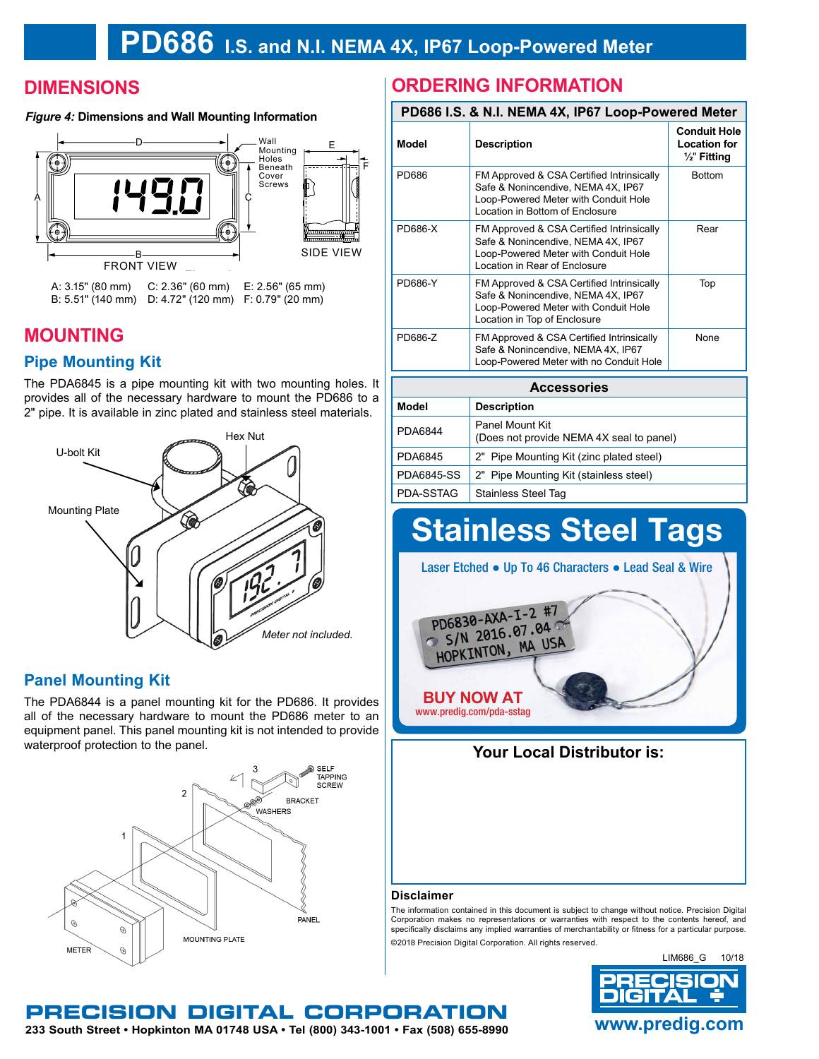# PD686 I.S. and N.I. NEMA 4X, IP67 Loop-Powered Meter

## DIMENSIONS

*Figure 4:* **Dimensions and Wall Mounting Information**

D
Wall Mounting Holes Beneath Cover Screws
E
F
A
C
149.0
B
FRONT VIEW
SIDE VIEW

A: 3.15" (80 mm) C: 2.36" (60 mm) E: 2.56" (65 mm)
B: 5.51" (140 mm) D: 4.72" (120 mm) F: 0.79" (20 mm)

## MOUNTING

### Pipe Mounting Kit

The PDA6845 is a pipe mounting kit with two mounting holes. It provides all of the necessary hardware to mount the PD686 to a 2" pipe. It is available in zinc plated and stainless steel materials.

U-bolt Kit
Hex Nut
Mounting Plate
*Meter not included.*

### Panel Mounting Kit

The PDA6844 is a panel mounting kit for the PD686. It provides all of the necessary hardware to mount the PD686 meter to an equipment panel. This panel mounting kit is not intended to provide waterproof protection to the panel.

3
SELF TAPPING SCREW
2
BRACKET
WASHERS
1
PANEL
MOUNTING PLATE
METER

## ORDERING INFORMATION

**PD686 I.S. & N.I. NEMA 4X, IP67 Loop-Powered Meter**

| Model | Description | Conduit Hole Location for ½" Fitting |
|---|---|---|
| PD686 | FM Approved & CSA Certified Intrinsically Safe & Nonincendive, NEMA 4X, IP67 Loop-Powered Meter with Conduit Hole Location in Bottom of Enclosure | Bottom |
| PD686-X | FM Approved & CSA Certified Intrinsically Safe & Nonincendive, NEMA 4X, IP67 Loop-Powered Meter with Conduit Hole Location in Rear of Enclosure | Rear |
| PD686-Y | FM Approved & CSA Certified Intrinsically Safe & Nonincendive, NEMA 4X, IP67 Loop-Powered Meter with Conduit Hole Location in Top of Enclosure | Top |
| PD686-Z | FM Approved & CSA Certified Intrinsically Safe & Nonincendive, NEMA 4X, IP67 Loop-Powered Meter with no Conduit Hole | None |

**Accessories**

| Model | Description |
|---|---|
| PDA6844 | Panel Mount Kit (Does not provide NEMA 4X seal to panel) |
| PDA6845 | 2" Pipe Mounting Kit (zinc plated steel) |
| PDA6845-SS | 2" Pipe Mounting Kit (stainless steel) |
| PDA-SSTAG | Stainless Steel Tag |

## Stainless Steel Tags

Laser Etched • Up To 46 Characters • Lead Seal & Wire

PD6830-AXA-I-2 #7
S/N 2016.07.04
HOPKINTON, MA USA

**BUY NOW AT**
www.predig.com/pda-sstag

**Your Local Distributor is:**

**Disclaimer**

The information contained in this document is subject to change without notice. Precision Digital Corporation makes no representations or warranties with respect to the contents hereof, and specifically disclaims any implied warranties of merchantability or fitness for a particular purpose.

©2018 Precision Digital Corporation. All rights reserved.

LIM686_G 10/18

**PRECISION DIGITAL CORPORATION**
233 South Street • Hopkinton MA 01748 USA • Tel (800) 343-1001 • Fax (508) 655-8990

www.predig.com